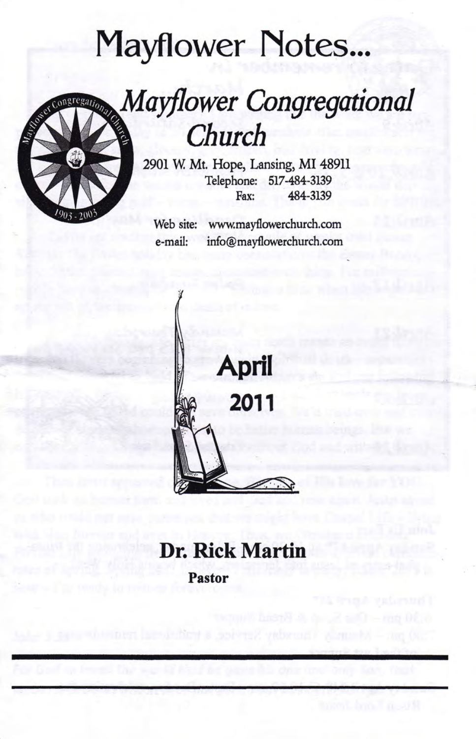# Mayflower Notes...

## *Mayflower Congregational Church*

2901 W. Mt. Hope, Lansing, MI 48911

Telephone: 517-484-3139

Fax: 484-3139

Web site: www.mayflowerchurch.com

e-mail: info@mayflowerchurch.com

## April 2011

## Dr. Rick Martin

**Pastor**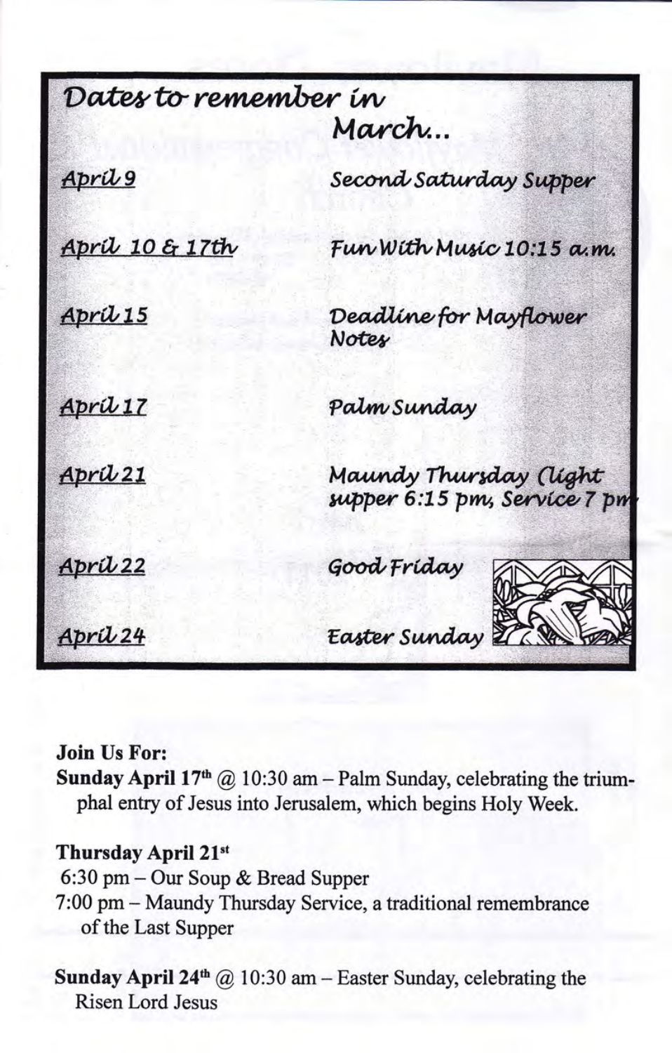## Dates to remember in March...

| | |
|---|---|
| April 9 | Second Saturday Supper |
| April 10 & 17th | Fun With Music 10:15 a.m. |
| April 15 | Deadline for Mayflower Notes |
| April 17 | Palm Sunday |
| April 21 | Maundy Thursday (light supper 6:15 pm, Service 7 pm |
| April 22 | Good Friday |
| April 24 | Easter Sunday |

**Join Us For:**

**Sunday April 17th** @ 10:30 am – Palm Sunday, celebrating the triumphal entry of Jesus into Jerusalem, which begins Holy Week.

**Thursday April 21st**

6:30 pm – Our Soup & Bread Supper

7:00 pm – Maundy Thursday Service, a traditional remembrance of the Last Supper

**Sunday April 24th** @ 10:30 am – Easter Sunday, celebrating the Risen Lord Jesus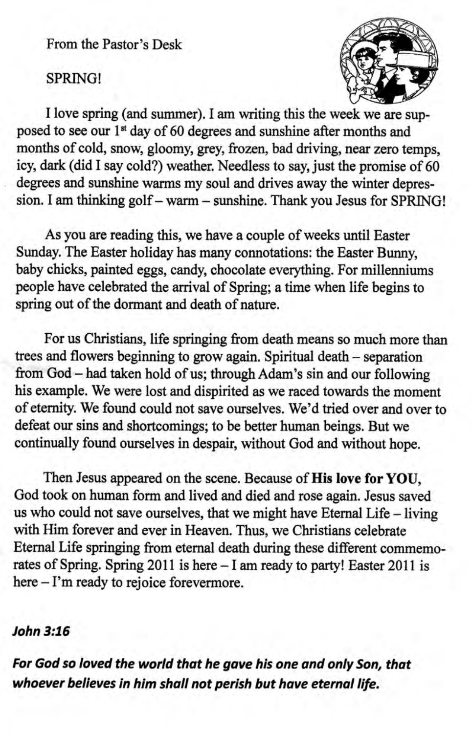From the Pastor's Desk

SPRING!

I love spring (and summer). I am writing this the week we are supposed to see our 1st day of 60 degrees and sunshine after months and months of cold, snow, gloomy, grey, frozen, bad driving, near zero temps, icy, dark (did I say cold?) weather. Needless to say, just the promise of 60 degrees and sunshine warms my soul and drives away the winter depression. I am thinking golf – warm – sunshine. Thank you Jesus for SPRING!

As you are reading this, we have a couple of weeks until Easter Sunday. The Easter holiday has many connotations: the Easter Bunny, baby chicks, painted eggs, candy, chocolate everything. For millenniums people have celebrated the arrival of Spring; a time when life begins to spring out of the dormant and death of nature.

For us Christians, life springing from death means so much more than trees and flowers beginning to grow again. Spiritual death – separation from God – had taken hold of us; through Adam's sin and our following his example. We were lost and dispirited as we raced towards the moment of eternity. We found could not save ourselves. We'd tried over and over to defeat our sins and shortcomings; to be better human beings. But we continually found ourselves in despair, without God and without hope.

Then Jesus appeared on the scene. Because of **His love for YOU**, God took on human form and lived and died and rose again. Jesus saved us who could not save ourselves, that we might have Eternal Life – living with Him forever and ever in Heaven. Thus, we Christians celebrate Eternal Life springing from eternal death during these different commemorates of Spring. Spring 2011 is here – I am ready to party! Easter 2011 is here – I'm ready to rejoice forevermore.

***John 3:16***

***For God so loved the world that he gave his one and only Son, that whoever believes in him shall not perish but have eternal life.***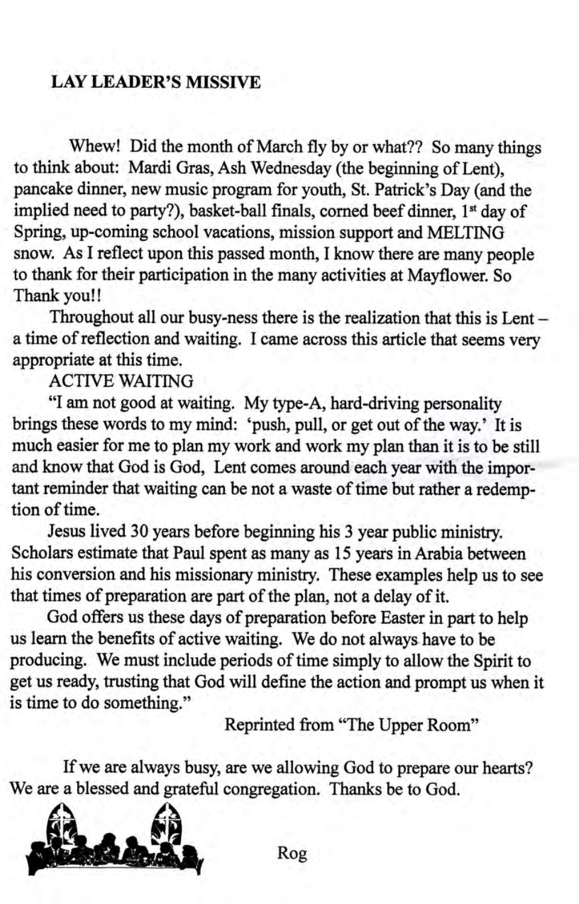## LAY LEADER'S MISSIVE

Whew! Did the month of March fly by or what?? So many things to think about: Mardi Gras, Ash Wednesday (the beginning of Lent), pancake dinner, new music program for youth, St. Patrick's Day (and the implied need to party?), basket-ball finals, corned beef dinner, 1st day of Spring, up-coming school vacations, mission support and MELTING snow. As I reflect upon this passed month, I know there are many people to thank for their participation in the many activities at Mayflower. So Thank you!!

Throughout all our busy-ness there is the realization that this is Lent – a time of reflection and waiting. I came across this article that seems very appropriate at this time.

ACTIVE WAITING

"I am not good at waiting. My type-A, hard-driving personality brings these words to my mind: 'push, pull, or get out of the way.' It is much easier for me to plan my work and work my plan than it is to be still and know that God is God, Lent comes around each year with the important reminder that waiting can be not a waste of time but rather a redemption of time.

Jesus lived 30 years before beginning his 3 year public ministry. Scholars estimate that Paul spent as many as 15 years in Arabia between his conversion and his missionary ministry. These examples help us to see that times of preparation are part of the plan, not a delay of it.

God offers us these days of preparation before Easter in part to help us learn the benefits of active waiting. We do not always have to be producing. We must include periods of time simply to allow the Spirit to get us ready, trusting that God will define the action and prompt us when it is time to do something."

Reprinted from "The Upper Room"

If we are always busy, are we allowing God to prepare our hearts? We are a blessed and grateful congregation. Thanks be to God.

Rog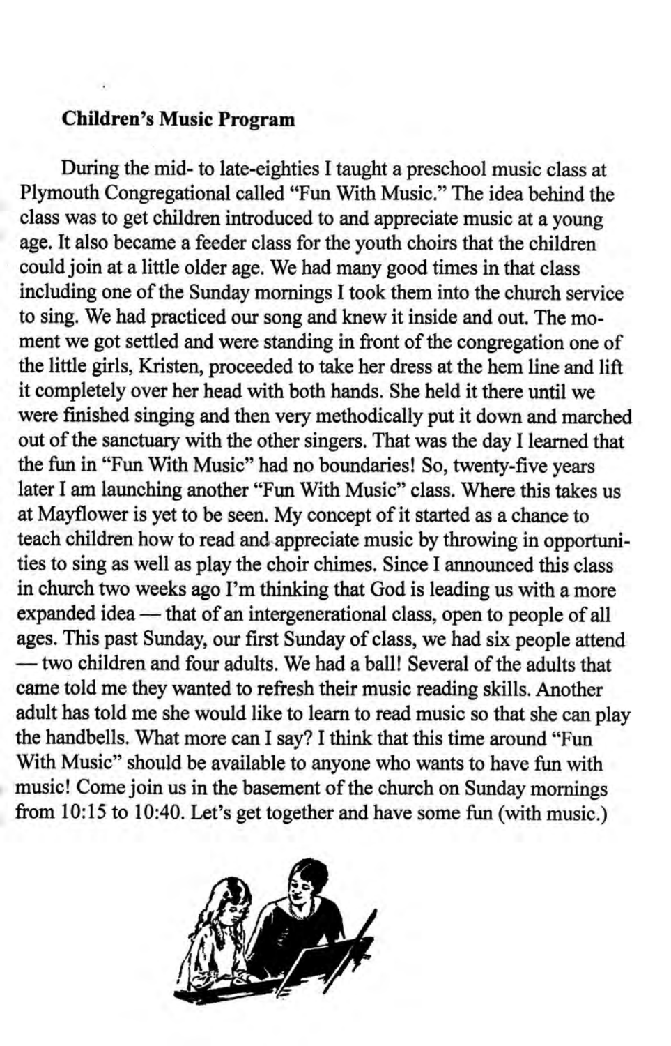**Children's Music Program**

During the mid- to late-eighties I taught a preschool music class at Plymouth Congregational called "Fun With Music." The idea behind the class was to get children introduced to and appreciate music at a young age. It also became a feeder class for the youth choirs that the children could join at a little older age. We had many good times in that class including one of the Sunday mornings I took them into the church service to sing. We had practiced our song and knew it inside and out. The moment we got settled and were standing in front of the congregation one of the little girls, Kristen, proceeded to take her dress at the hem line and lift it completely over her head with both hands. She held it there until we were finished singing and then very methodically put it down and marched out of the sanctuary with the other singers. That was the day I learned that the fun in "Fun With Music" had no boundaries! So, twenty-five years later I am launching another "Fun With Music" class. Where this takes us at Mayflower is yet to be seen. My concept of it started as a chance to teach children how to read and appreciate music by throwing in opportunities to sing as well as play the choir chimes. Since I announced this class in church two weeks ago I'm thinking that God is leading us with a more expanded idea — that of an intergenerational class, open to people of all ages. This past Sunday, our first Sunday of class, we had six people attend — two children and four adults. We had a ball! Several of the adults that came told me they wanted to refresh their music reading skills. Another adult has told me she would like to learn to read music so that she can play the handbells. What more can I say? I think that this time around "Fun With Music" should be available to anyone who wants to have fun with music! Come join us in the basement of the church on Sunday mornings from 10:15 to 10:40. Let's get together and have some fun (with music.)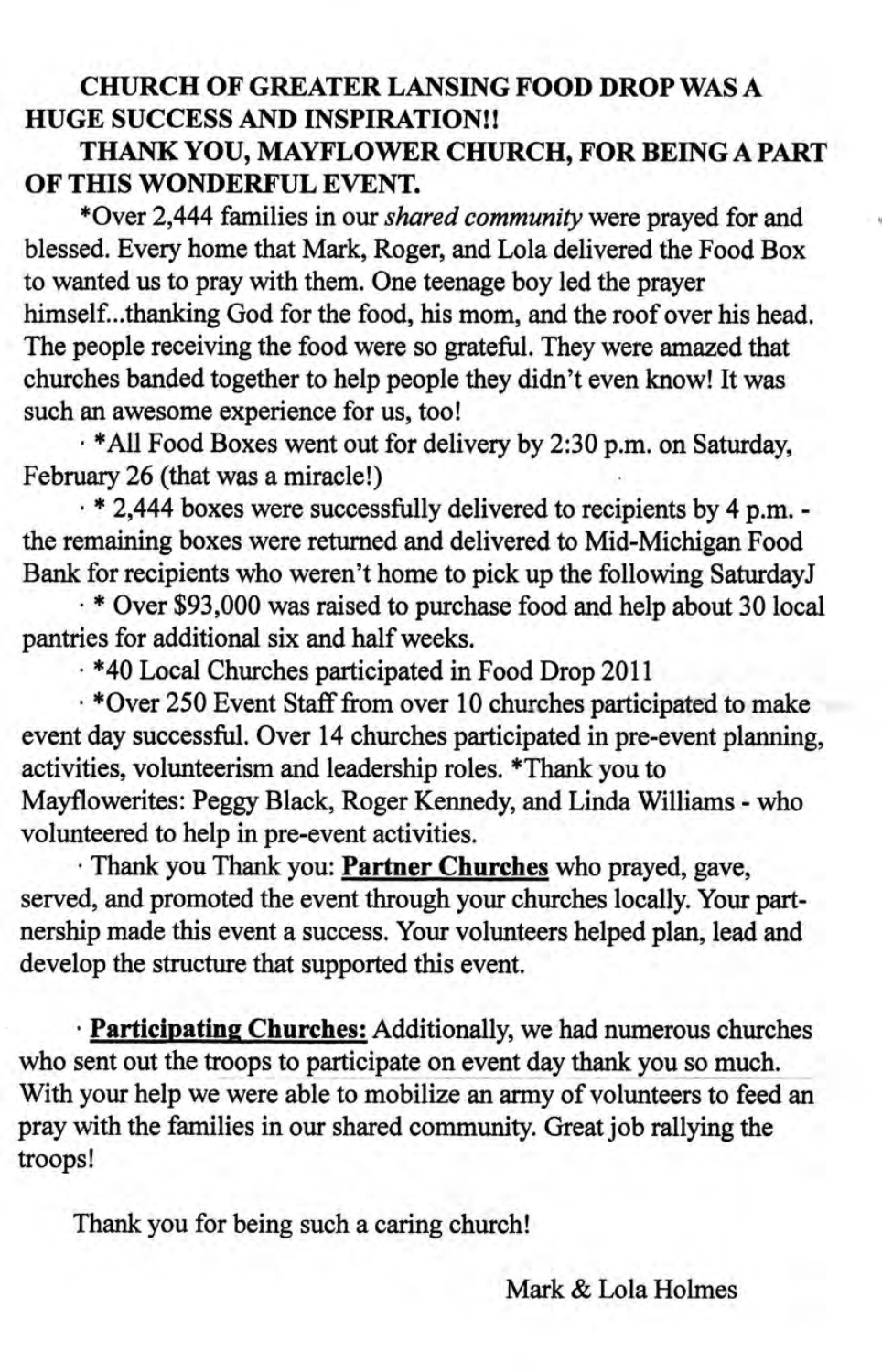**CHURCH OF GREATER LANSING FOOD DROP WAS A HUGE SUCCESS AND INSPIRATION!!**

**THANK YOU, MAYFLOWER CHURCH, FOR BEING A PART OF THIS WONDERFUL EVENT.**

*Over 2,444 families in our *shared community* were prayed for and blessed. Every home that Mark, Roger, and Lola delivered the Food Box to wanted us to pray with them. One teenage boy led the prayer himself...thanking God for the food, his mom, and the roof over his head. The people receiving the food were so grateful. They were amazed that churches banded together to help people they didn't even know! It was such an awesome experience for us, too!

- *All Food Boxes went out for delivery by 2:30 p.m. on Saturday, February 26 (that was a miracle!)
- * 2,444 boxes were successfully delivered to recipients by 4 p.m. - the remaining boxes were returned and delivered to Mid-Michigan Food Bank for recipients who weren't home to pick up the following SaturdayJ
- * Over $93,000 was raised to purchase food and help about 30 local pantries for additional six and half weeks.
- *40 Local Churches participated in Food Drop 2011
- *Over 250 Event Staff from over 10 churches participated to make event day successful. Over 14 churches participated in pre-event planning, activities, volunteerism and leadership roles. *Thank you to Mayflowerites: Peggy Black, Roger Kennedy, and Linda Williams - who volunteered to help in pre-event activities.
- Thank you Thank you: **Partner Churches** who prayed, gave, served, and promoted the event through your churches locally. Your partnership made this event a success. Your volunteers helped plan, lead and develop the structure that supported this event.

- **Participating Churches:** Additionally, we had numerous churches who sent out the troops to participate on event day thank you so much. With your help we were able to mobilize an army of volunteers to feed an pray with the families in our shared community. Great job rallying the troops!

Thank you for being such a caring church!

Mark & Lola Holmes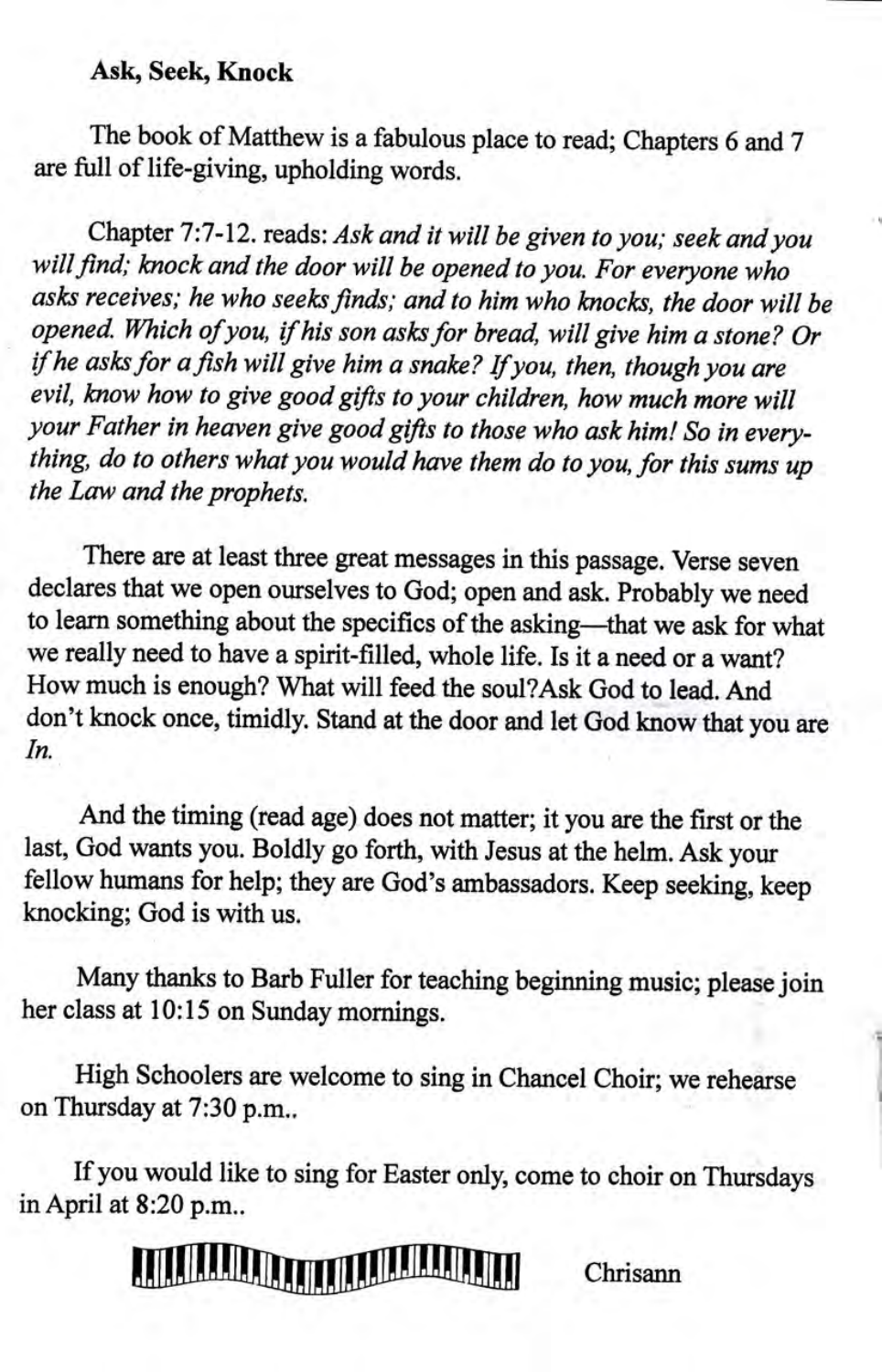**Ask, Seek, Knock**

The book of Matthew is a fabulous place to read; Chapters 6 and 7 are full of life-giving, upholding words.

Chapter 7:7-12. reads: *Ask and it will be given to you; seek and you will find; knock and the door will be opened to you. For everyone who asks receives; he who seeks finds; and to him who knocks, the door will be opened. Which of you, if his son asks for bread, will give him a stone? Or if he asks for a fish will give him a snake? If you, then, though you are evil, know how to give good gifts to your children, how much more will your Father in heaven give good gifts to those who ask him! So in everything, do to others what you would have them do to you, for this sums up the Law and the prophets.*

There are at least three great messages in this passage. Verse seven declares that we open ourselves to God; open and ask. Probably we need to learn something about the specifics of the asking—that we ask for what we really need to have a spirit-filled, whole life. Is it a need or a want? How much is enough? What will feed the soul?Ask God to lead. And don't knock once, timidly. Stand at the door and let God know that you are *In.*

And the timing (read age) does not matter; it you are the first or the last, God wants you. Boldly go forth, with Jesus at the helm. Ask your fellow humans for help; they are God's ambassadors. Keep seeking, keep knocking; God is with us.

Many thanks to Barb Fuller for teaching beginning music; please join her class at 10:15 on Sunday mornings.

High Schoolers are welcome to sing in Chancel Choir; we rehearse on Thursday at 7:30 p.m..

If you would like to sing for Easter only, come to choir on Thursdays in April at 8:20 p.m..

Chrisann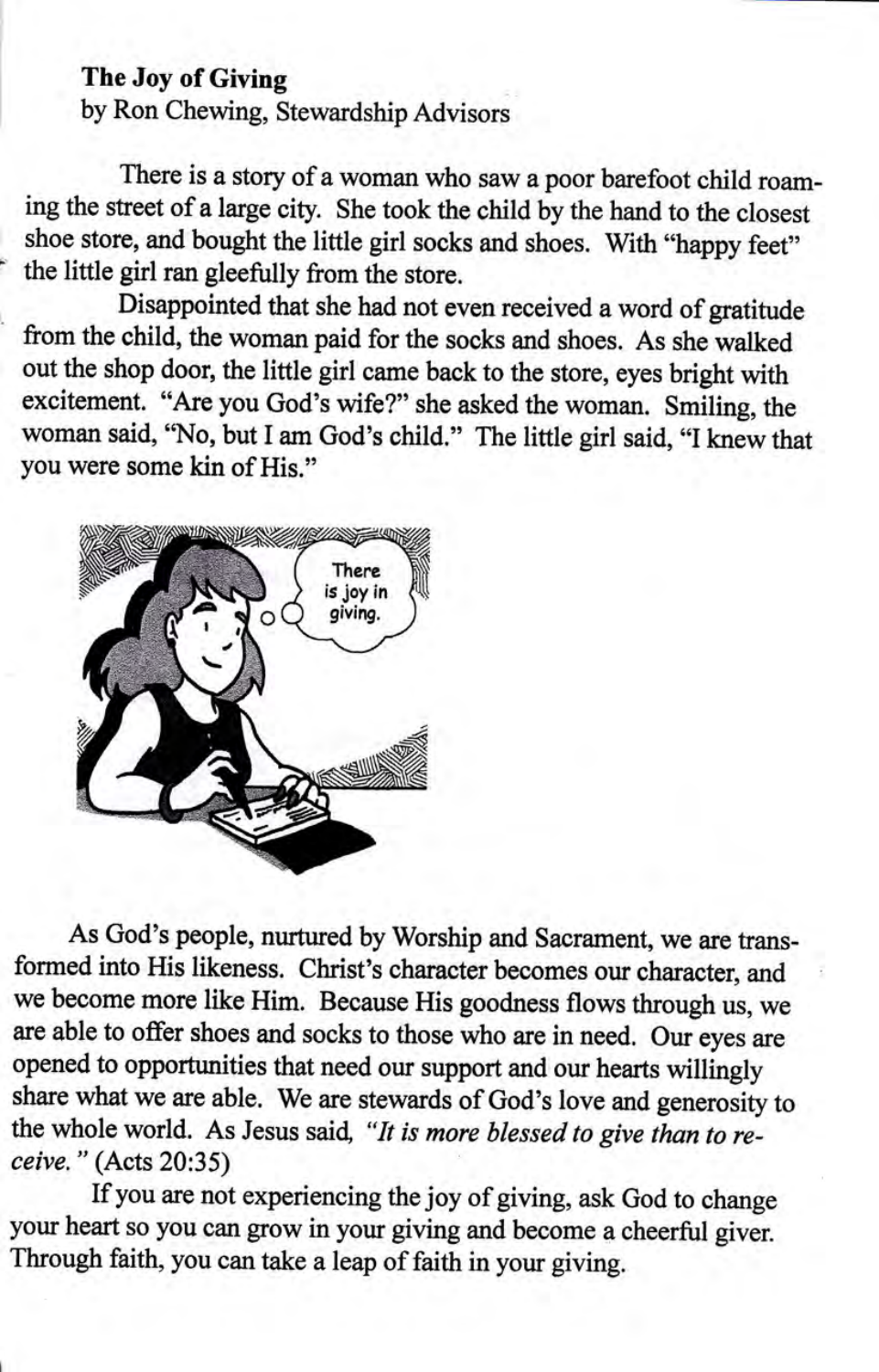**The Joy of Giving**
by Ron Chewing, Stewardship Advisors

There is a story of a woman who saw a poor barefoot child roaming the street of a large city. She took the child by the hand to the closest shoe store, and bought the little girl socks and shoes. With "happy feet" the little girl ran gleefully from the store.

Disappointed that she had not even received a word of gratitude from the child, the woman paid for the socks and shoes. As she walked out the shop door, the little girl came back to the store, eyes bright with excitement. "Are you God's wife?" she asked the woman. Smiling, the woman said, "No, but I am God's child." The little girl said, "I knew that you were some kin of His."

As God's people, nurtured by Worship and Sacrament, we are transformed into His likeness. Christ's character becomes our character, and we become more like Him. Because His goodness flows through us, we are able to offer shoes and socks to those who are in need. Our eyes are opened to opportunities that need our support and our hearts willingly share what we are able. We are stewards of God's love and generosity to the whole world. As Jesus said, *"It is more blessed to give than to receive."* (Acts 20:35)

If you are not experiencing the joy of giving, ask God to change your heart so you can grow in your giving and become a cheerful giver. Through faith, you can take a leap of faith in your giving.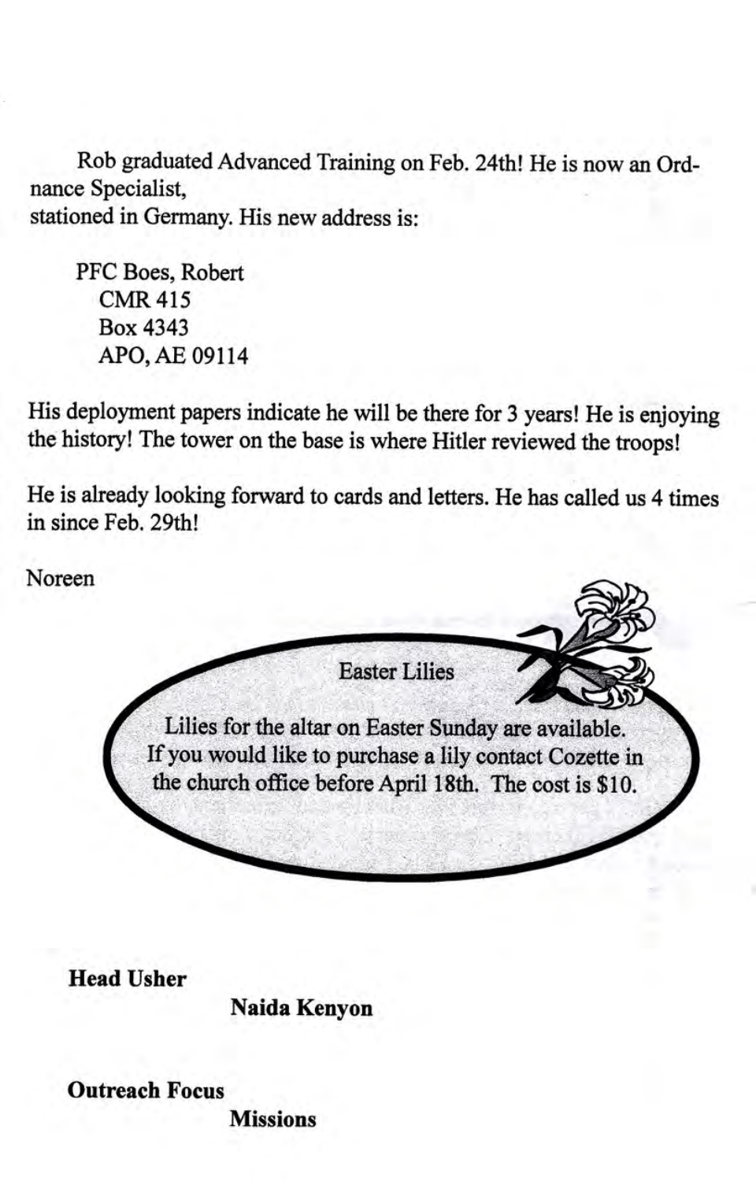Rob graduated Advanced Training on Feb. 24th! He is now an Ordnance Specialist,
stationed in Germany. His new address is:

PFC Boes, Robert
CMR 415
Box 4343
APO, AE 09114

His deployment papers indicate he will be there for 3 years! He is enjoying the history! The tower on the base is where Hitler reviewed the troops!

He is already looking forward to cards and letters. He has called us 4 times in since Feb. 29th!

Noreen

Easter Lilies

Lilies for the altar on Easter Sunday are available. If you would like to purchase a lily contact Cozette in the church office before April 18th. The cost is $10.

**Head Usher**

**Naida Kenyon**

**Outreach Focus**

**Missions**